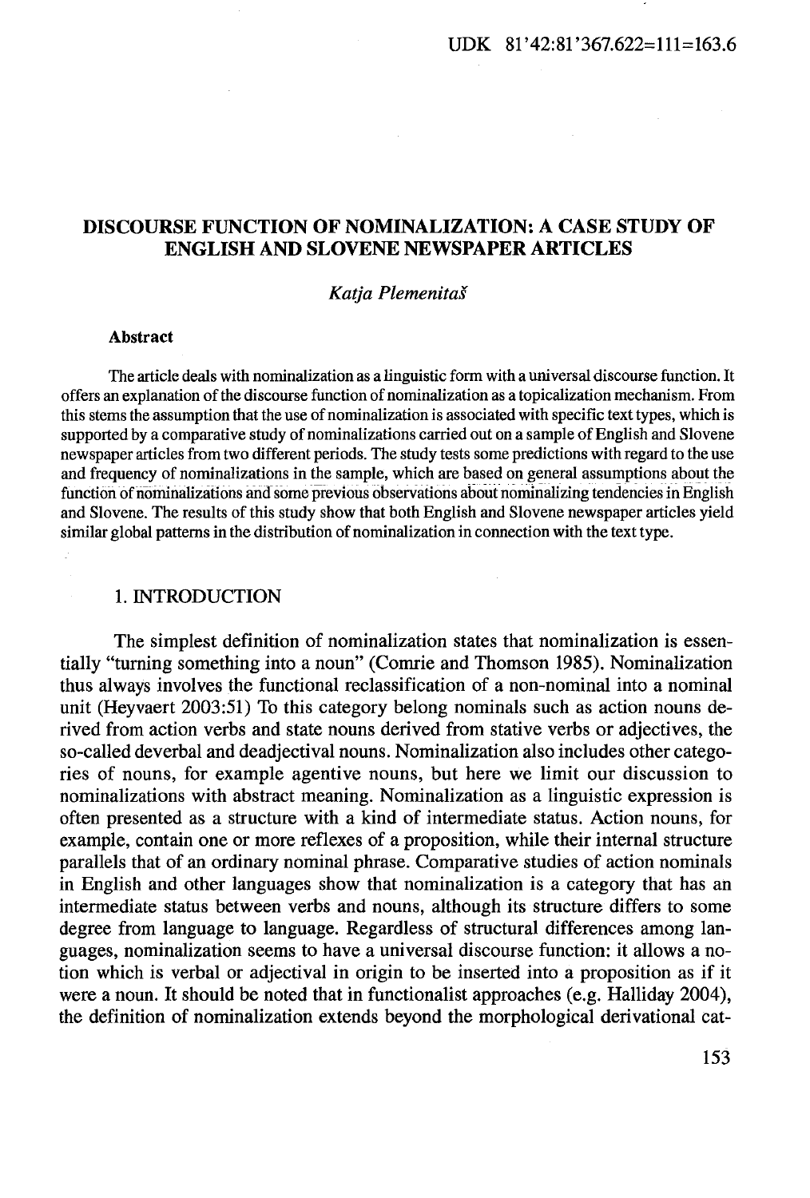UDK 81'42:81'367.622=111=163.6

# DISCOURSE FUNCTION OF NOMINALIZATION: A CASE STUDY OF ENGLISH AND SLOVENE NEWSPAPER ARTICLES

*Katja Plemenitaš*

**Abstract**

The article deals with nominalization as a linguistic form with a universal discourse function. It offers an explanation of the discourse function of nominalization as a topicalization mechanism. From this stems the assumption that the use of nominalization is associated with specific text types, which is supported by a comparative study of nominalizations carried out on a sample of English and Slovene newspaper articles from two different periods. The study tests some predictions with regard to the use and frequency of nominalizations in the sample, which are based on general assumptions about the function of nominalizations and some previous observations about nominalizing tendencies in English and Slovene. The results of this study show that both English and Slovene newspaper articles yield similar global patterns in the distribution of nominalization in connection with the text type.

## 1. INTRODUCTION

The simplest definition of nominalization states that nominalization is essentially "turning something into a noun" (Comrie and Thomson 1985). Nominalization thus always involves the functional reclassification of a non-nominal into a nominal unit (Heyvaert 2003:51) To this category belong nominals such as action nouns derived from action verbs and state nouns derived from stative verbs or adjectives, the so-called deverbal and deadjectival nouns. Nominalization also includes other categories of nouns, for example agentive nouns, but here we limit our discussion to nominalizations with abstract meaning. Nominalization as a linguistic expression is often presented as a structure with a kind of intermediate status. Action nouns, for example, contain one or more reflexes of a proposition, while their internal structure parallels that of an ordinary nominal phrase. Comparative studies of action nominals in English and other languages show that nominalization is a category that has an intermediate status between verbs and nouns, although its structure differs to some degree from language to language. Regardless of structural differences among languages, nominalization seems to have a universal discourse function: it allows a notion which is verbal or adjectival in origin to be inserted into a proposition as if it were a noun. It should be noted that in functionalist approaches (e.g. Halliday 2004), the definition of nominalization extends beyond the morphological derivational cat-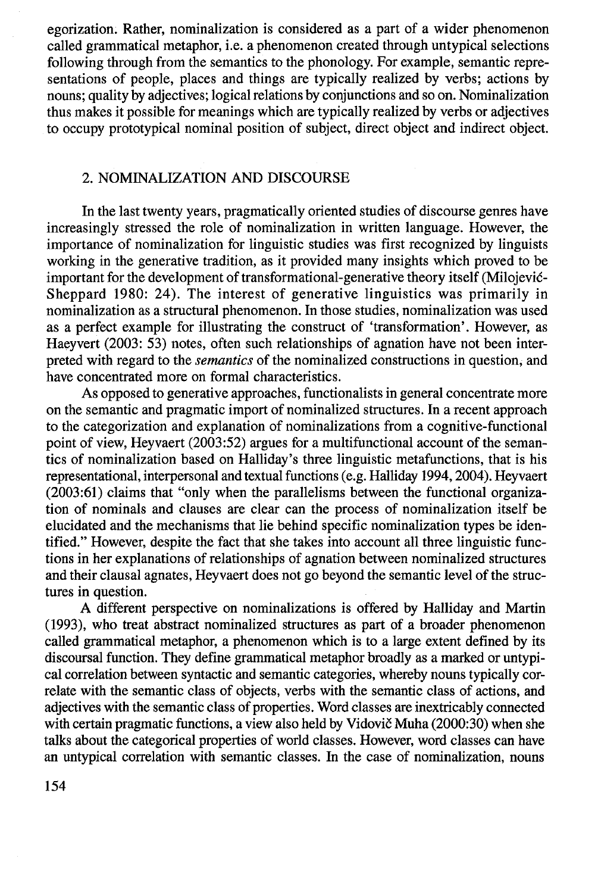egorization. Rather, nominalization is considered as a part of a wider phenomenon called grammatical metaphor, i.e. a phenomenon created through untypical selections following through from the semantics to the phonology. For example, semantic representations of people, places and things are typically realized by verbs; actions by nouns; quality by adjectives; logical relations by conjunctions and so on. Nominalization thus makes it possible for meanings which are typically realized by verbs or adjectives to occupy prototypical nominal position of subject, direct object and indirect object.

## 2. NOMINALIZATION AND DISCOURSE

In the last twenty years, pragmatically oriented studies of discourse genres have increasingly stressed the role of nominalization in written language. However, the importance of nominalization for linguistic studies was first recognized by linguists working in the generative tradition, as it provided many insights which proved to be important for the development of transformational-generative theory itself (Milojević-Sheppard 1980: 24). The interest of generative linguistics was primarily in nominalization as a structural phenomenon. In those studies, nominalization was used as a perfect example for illustrating the construct of 'transformation'. However, as Haeyvert (2003: 53) notes, often such relationships of agnation have not been interpreted with regard to the *semantics* of the nominalized constructions in question, and have concentrated more on formal characteristics.

As opposed to generative approaches, functionalists in general concentrate more on the semantic and pragmatic import of nominalized structures. In a recent approach to the categorization and explanation of nominalizations from a cognitive-functional point of view, Heyvaert (2003:52) argues for a multifunctional account of the semantics of nominalization based on Halliday's three linguistic metafunctions, that is his representational, interpersonal and textual functions (e.g. Halliday 1994, 2004). Heyvaert (2003:61) claims that "only when the parallelisms between the functional organization of nominals and clauses are clear can the process of nominalization itself be elucidated and the mechanisms that lie behind specific nominalization types be identified." However, despite the fact that she takes into account all three linguistic functions in her explanations of relationships of agnation between nominalized structures and their clausal agnates, Heyvaert does not go beyond the semantic level of the structures in question.

A different perspective on nominalizations is offered by Halliday and Martin (1993), who treat abstract nominalized structures as part of a broader phenomenon called grammatical metaphor, a phenomenon which is to a large extent defined by its discoursal function. They define grammatical metaphor broadly as a marked or untypical correlation between syntactic and semantic categories, whereby nouns typically correlate with the semantic class of objects, verbs with the semantic class of actions, and adjectives with the semantic class of properties. Word classes are inextricably connected with certain pragmatic functions, a view also held by Vidovič Muha (2000:30) when she talks about the categorical properties of world classes. However, word classes can have an untypical correlation with semantic classes. In the case of nominalization, nouns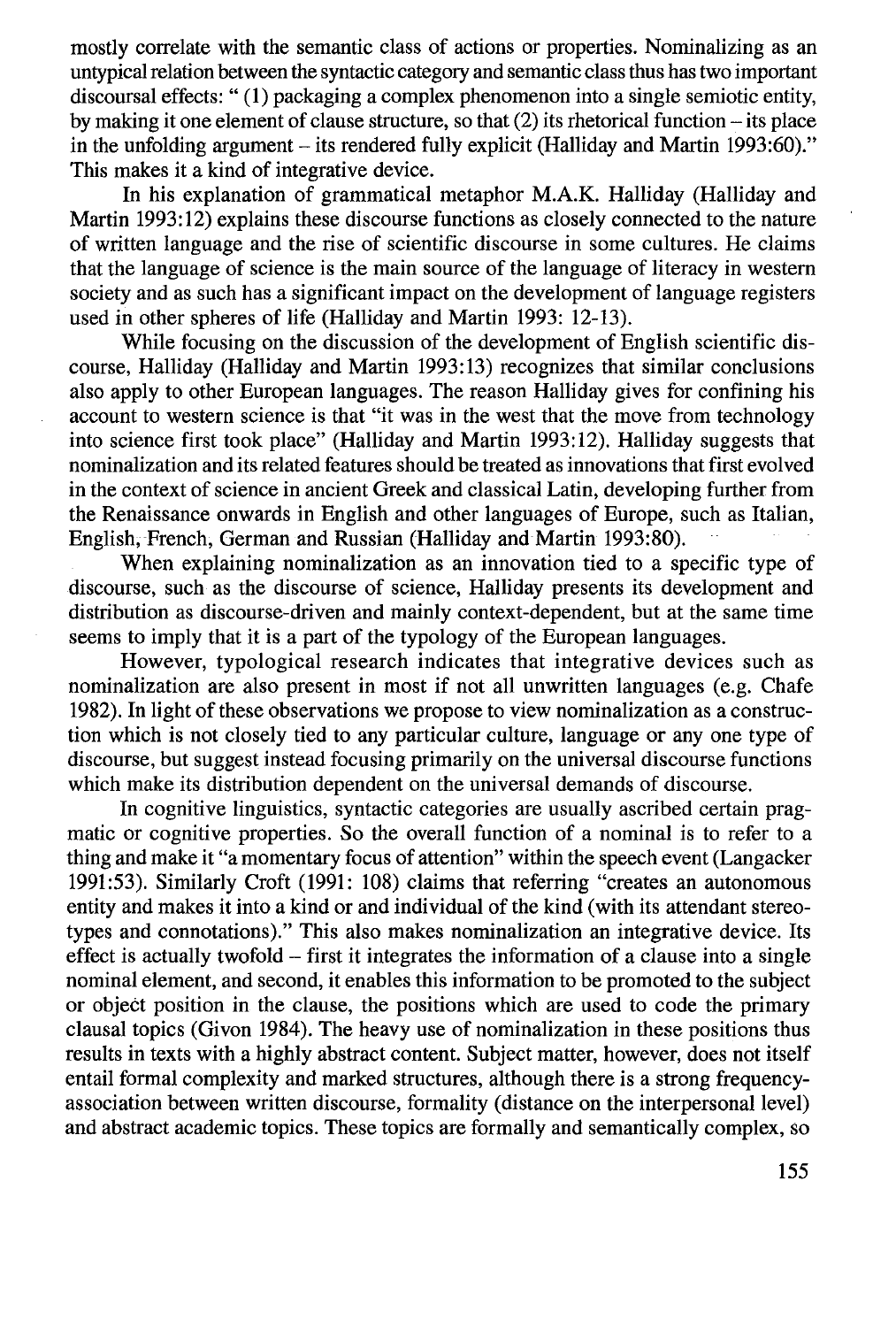mostly correlate with the semantic class of actions or properties. Nominalizing as an untypical relation between the syntactic category and semantic class thus has two important discoursal effects: " (1) packaging a complex phenomenon into a single semiotic entity, by making it one element of clause structure, so that (2) its rhetorical function – its place in the unfolding argument – its rendered fully explicit (Halliday and Martin 1993:60)." This makes it a kind of integrative device.

In his explanation of grammatical metaphor M.A.K. Halliday (Halliday and Martin 1993:12) explains these discourse functions as closely connected to the nature of written language and the rise of scientific discourse in some cultures. He claims that the language of science is the main source of the language of literacy in western society and as such has a significant impact on the development of language registers used in other spheres of life (Halliday and Martin 1993: 12-13).

While focusing on the discussion of the development of English scientific discourse, Halliday (Halliday and Martin 1993:13) recognizes that similar conclusions also apply to other European languages. The reason Halliday gives for confining his account to western science is that "it was in the west that the move from technology into science first took place" (Halliday and Martin 1993:12). Halliday suggests that nominalization and its related features should be treated as innovations that first evolved in the context of science in ancient Greek and classical Latin, developing further from the Renaissance onwards in English and other languages of Europe, such as Italian, English, French, German and Russian (Halliday and Martin 1993:80).

When explaining nominalization as an innovation tied to a specific type of discourse, such as the discourse of science, Halliday presents its development and distribution as discourse-driven and mainly context-dependent, but at the same time seems to imply that it is a part of the typology of the European languages.

However, typological research indicates that integrative devices such as nominalization are also present in most if not all unwritten languages (e.g. Chafe 1982). In light of these observations we propose to view nominalization as a construction which is not closely tied to any particular culture, language or any one type of discourse, but suggest instead focusing primarily on the universal discourse functions which make its distribution dependent on the universal demands of discourse.

In cognitive linguistics, syntactic categories are usually ascribed certain pragmatic or cognitive properties. So the overall function of a nominal is to refer to a thing and make it "a momentary focus of attention" within the speech event (Langacker 1991:53). Similarly Croft (1991: 108) claims that referring "creates an autonomous entity and makes it into a kind or and individual of the kind (with its attendant stereotypes and connotations)." This also makes nominalization an integrative device. Its effect is actually twofold – first it integrates the information of a clause into a single nominal element, and second, it enables this information to be promoted to the subject or object position in the clause, the positions which are used to code the primary clausal topics (Givon 1984). The heavy use of nominalization in these positions thus results in texts with a highly abstract content. Subject matter, however, does not itself entail formal complexity and marked structures, although there is a strong frequency-association between written discourse, formality (distance on the interpersonal level) and abstract academic topics. These topics are formally and semantically complex, so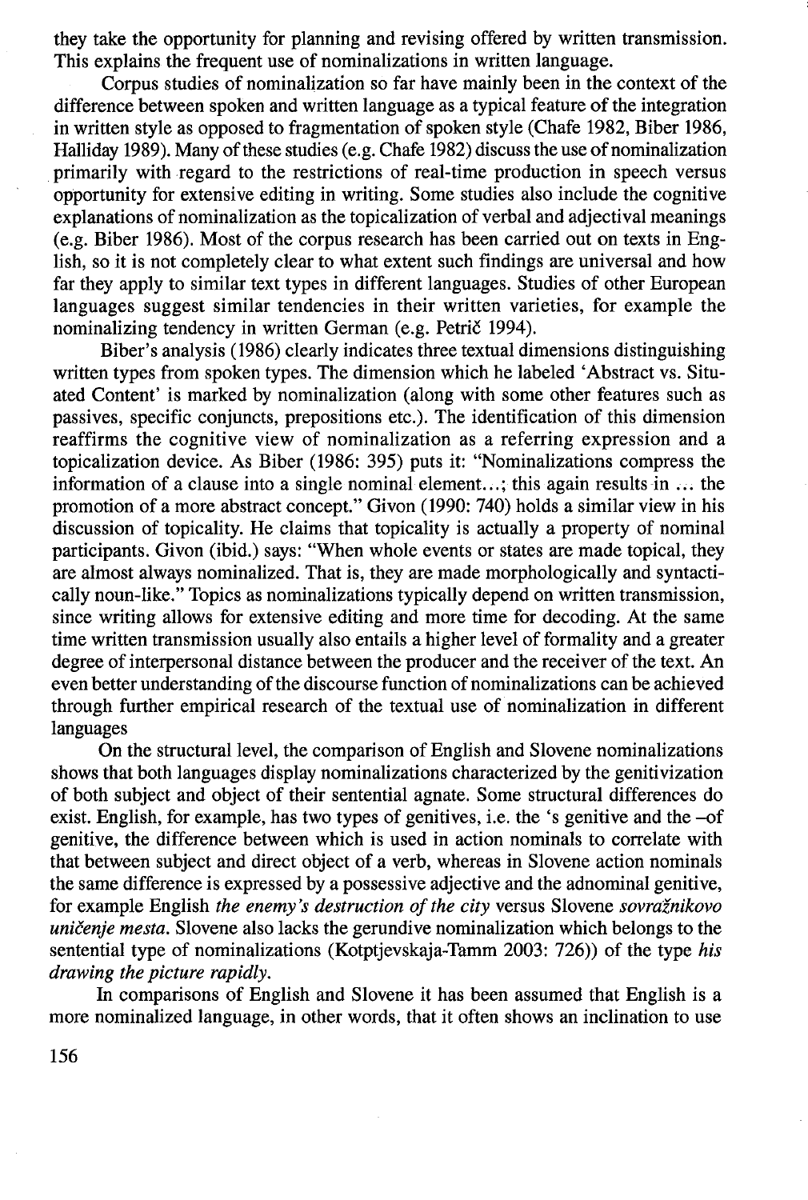they take the opportunity for planning and revising offered by written transmission. This explains the frequent use of nominalizations in written language.

Corpus studies of nominalization so far have mainly been in the context of the difference between spoken and written language as a typical feature of the integration in written style as opposed to fragmentation of spoken style (Chafe 1982, Biber 1986, Halliday 1989). Many of these studies (e.g. Chafe 1982) discuss the use of nominalization primarily with regard to the restrictions of real-time production in speech versus opportunity for extensive editing in writing. Some studies also include the cognitive explanations of nominalization as the topicalization of verbal and adjectival meanings (e.g. Biber 1986). Most of the corpus research has been carried out on texts in English, so it is not completely clear to what extent such findings are universal and how far they apply to similar text types in different languages. Studies of other European languages suggest similar tendencies in their written varieties, for example the nominalizing tendency in written German (e.g. Petrič 1994).

Biber's analysis (1986) clearly indicates three textual dimensions distinguishing written types from spoken types. The dimension which he labeled 'Abstract vs. Situated Content' is marked by nominalization (along with some other features such as passives, specific conjuncts, prepositions etc.). The identification of this dimension reaffirms the cognitive view of nominalization as a referring expression and a topicalization device. As Biber (1986: 395) puts it: "Nominalizations compress the information of a clause into a single nominal element...; this again results in ... the promotion of a more abstract concept." Givon (1990: 740) holds a similar view in his discussion of topicality. He claims that topicality is actually a property of nominal participants. Givon (ibid.) says: "When whole events or states are made topical, they are almost always nominalized. That is, they are made morphologically and syntactically noun-like." Topics as nominalizations typically depend on written transmission, since writing allows for extensive editing and more time for decoding. At the same time written transmission usually also entails a higher level of formality and a greater degree of interpersonal distance between the producer and the receiver of the text. An even better understanding of the discourse function of nominalizations can be achieved through further empirical research of the textual use of nominalization in different languages

On the structural level, the comparison of English and Slovene nominalizations shows that both languages display nominalizations characterized by the genitivization of both subject and object of their sentential agnate. Some structural differences do exist. English, for example, has two types of genitives, i.e. the 's genitive and the –of genitive, the difference between which is used in action nominals to correlate with that between subject and direct object of a verb, whereas in Slovene action nominals the same difference is expressed by a possessive adjective and the adnominal genitive, for example English *the enemy's destruction of the city* versus Slovene *sovražnikovo uničenje mesta*. Slovene also lacks the gerundive nominalization which belongs to the sentential type of nominalizations (Kotptjevskaja-Tamm 2003: 726)) of the type *his drawing the picture rapidly*.

In comparisons of English and Slovene it has been assumed that English is a more nominalized language, in other words, that it often shows an inclination to use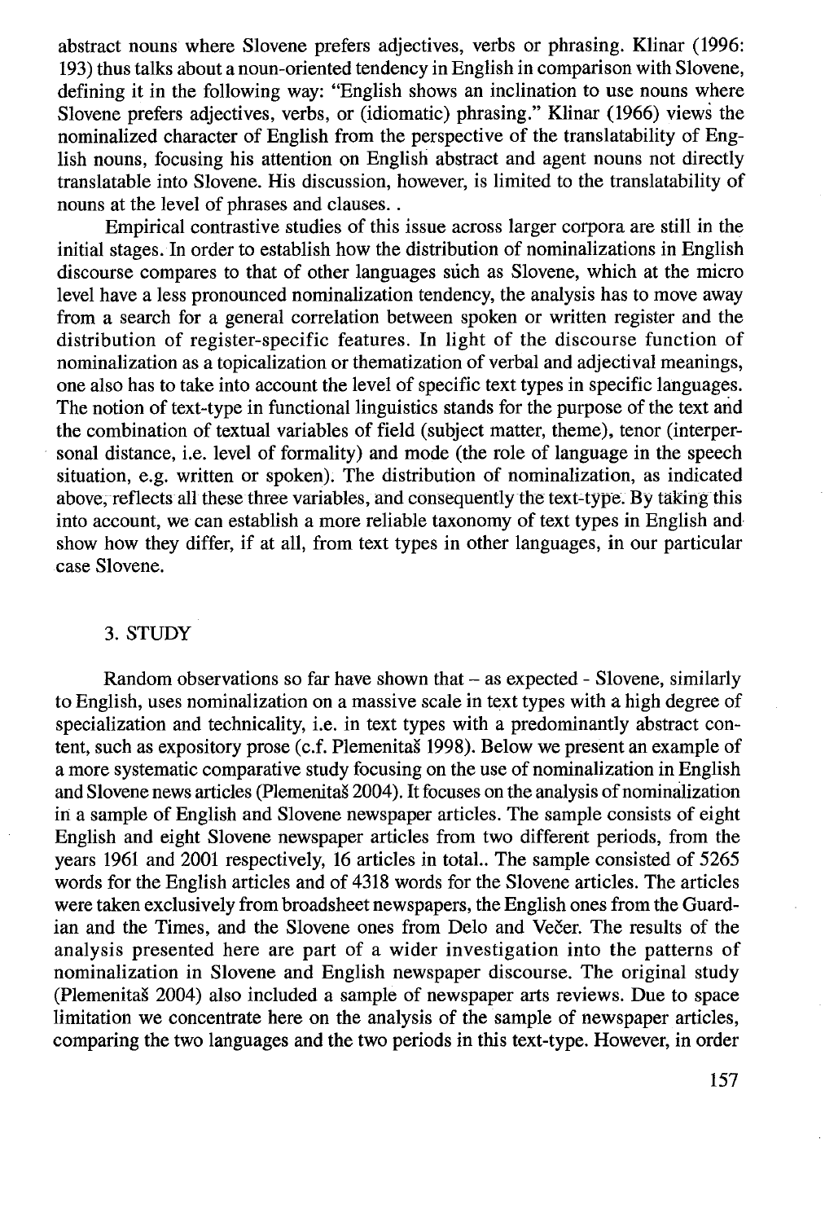abstract nouns where Slovene prefers adjectives, verbs or phrasing. Klinar (1996: 193) thus talks about a noun-oriented tendency in English in comparison with Slovene, defining it in the following way: "English shows an inclination to use nouns where Slovene prefers adjectives, verbs, or (idiomatic) phrasing." Klinar (1966) views the nominalized character of English from the perspective of the translatability of English nouns, focusing his attention on English abstract and agent nouns not directly translatable into Slovene. His discussion, however, is limited to the translatability of nouns at the level of phrases and clauses. .

Empirical contrastive studies of this issue across larger corpora are still in the initial stages. In order to establish how the distribution of nominalizations in English discourse compares to that of other languages such as Slovene, which at the micro level have a less pronounced nominalization tendency, the analysis has to move away from a search for a general correlation between spoken or written register and the distribution of register-specific features. In light of the discourse function of nominalization as a topicalization or thematization of verbal and adjectival meanings, one also has to take into account the level of specific text types in specific languages. The notion of text-type in functional linguistics stands for the purpose of the text and the combination of textual variables of field (subject matter, theme), tenor (interpersonal distance, i.e. level of formality) and mode (the role of language in the speech situation, e.g. written or spoken). The distribution of nominalization, as indicated above, reflects all these three variables, and consequently the text-type. By taking this into account, we can establish a more reliable taxonomy of text types in English and show how they differ, if at all, from text types in other languages, in our particular case Slovene.

## 3. STUDY

Random observations so far have shown that – as expected - Slovene, similarly to English, uses nominalization on a massive scale in text types with a high degree of specialization and technicality, i.e. in text types with a predominantly abstract content, such as expository prose (c.f. Plemenitaš 1998). Below we present an example of a more systematic comparative study focusing on the use of nominalization in English and Slovene news articles (Plemenitaš 2004). It focuses on the analysis of nominalization in a sample of English and Slovene newspaper articles. The sample consists of eight English and eight Slovene newspaper articles from two different periods, from the years 1961 and 2001 respectively, 16 articles in total.. The sample consisted of 5265 words for the English articles and of 4318 words for the Slovene articles. The articles were taken exclusively from broadsheet newspapers, the English ones from the Guardian and the Times, and the Slovene ones from Delo and Večer. The results of the analysis presented here are part of a wider investigation into the patterns of nominalization in Slovene and English newspaper discourse. The original study (Plemenitaš 2004) also included a sample of newspaper arts reviews. Due to space limitation we concentrate here on the analysis of the sample of newspaper articles, comparing the two languages and the two periods in this text-type. However, in order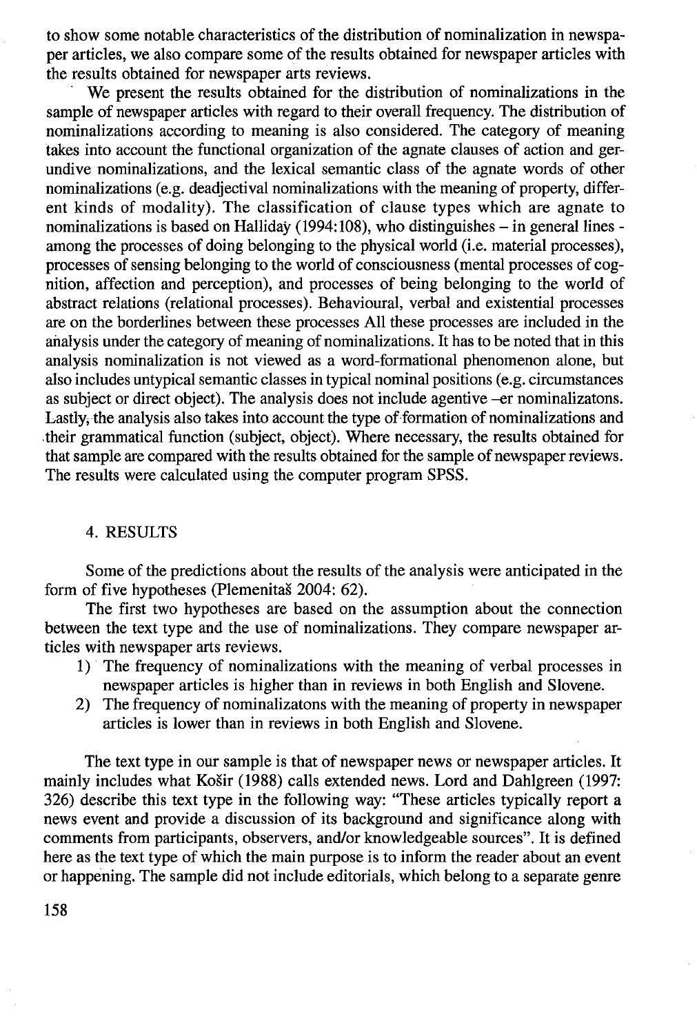to show some notable characteristics of the distribution of nominalization in newspaper articles, we also compare some of the results obtained for newspaper articles with the results obtained for newspaper arts reviews.

We present the results obtained for the distribution of nominalizations in the sample of newspaper articles with regard to their overall frequency. The distribution of nominalizations according to meaning is also considered. The category of meaning takes into account the functional organization of the agnate clauses of action and gerundive nominalizations, and the lexical semantic class of the agnate words of other nominalizations (e.g. deadjectival nominalizations with the meaning of property, different kinds of modality). The classification of clause types which are agnate to nominalizations is based on Halliday (1994:108), who distinguishes – in general lines - among the processes of doing belonging to the physical world (i.e. material processes), processes of sensing belonging to the world of consciousness (mental processes of cognition, affection and perception), and processes of being belonging to the world of abstract relations (relational processes). Behavioural, verbal and existential processes are on the borderlines between these processes All these processes are included in the analysis under the category of meaning of nominalizations. It has to be noted that in this analysis nominalization is not viewed as a word-formational phenomenon alone, but also includes untypical semantic classes in typical nominal positions (e.g. circumstances as subject or direct object). The analysis does not include agentive –er nominalizatons. Lastly, the analysis also takes into account the type of formation of nominalizations and their grammatical function (subject, object). Where necessary, the results obtained for that sample are compared with the results obtained for the sample of newspaper reviews. The results were calculated using the computer program SPSS.

## 4. RESULTS

Some of the predictions about the results of the analysis were anticipated in the form of five hypotheses (Plemenitaš 2004: 62).

The first two hypotheses are based on the assumption about the connection between the text type and the use of nominalizations. They compare newspaper articles with newspaper arts reviews.

1) The frequency of nominalizations with the meaning of verbal processes in newspaper articles is higher than in reviews in both English and Slovene.
2) The frequency of nominalizatons with the meaning of property in newspaper articles is lower than in reviews in both English and Slovene.

The text type in our sample is that of newspaper news or newspaper articles. It mainly includes what Košir (1988) calls extended news. Lord and Dahlgreen (1997: 326) describe this text type in the following way: "These articles typically report a news event and provide a discussion of its background and significance along with comments from participants, observers, and/or knowledgeable sources". It is defined here as the text type of which the main purpose is to inform the reader about an event or happening. The sample did not include editorials, which belong to a separate genre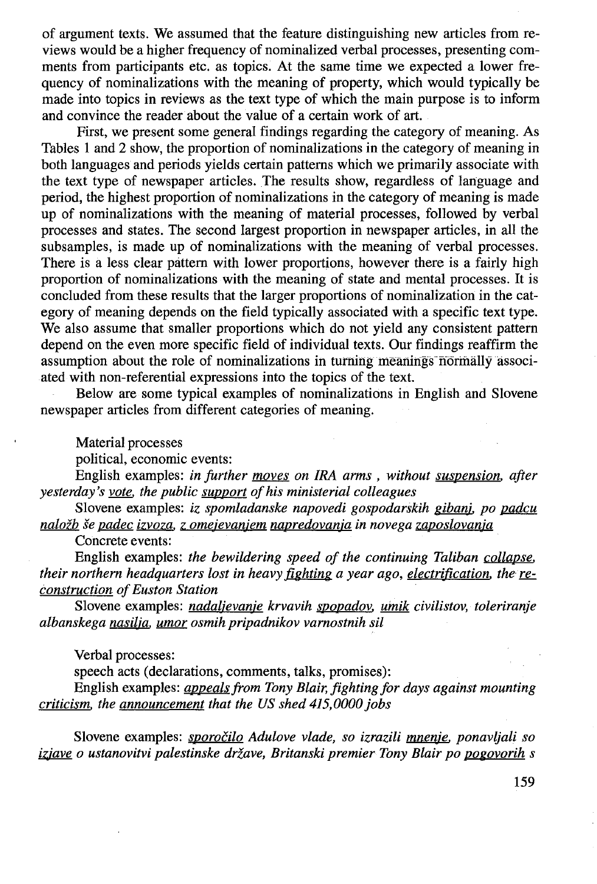of argument texts. We assumed that the feature distinguishing new articles from reviews would be a higher frequency of nominalized verbal processes, presenting comments from participants etc. as topics. At the same time we expected a lower frequency of nominalizations with the meaning of property, which would typically be made into topics in reviews as the text type of which the main purpose is to inform and convince the reader about the value of a certain work of art.

First, we present some general findings regarding the category of meaning. As Tables 1 and 2 show, the proportion of nominalizations in the category of meaning in both languages and periods yields certain patterns which we primarily associate with the text type of newspaper articles. The results show, regardless of language and period, the highest proportion of nominalizations in the category of meaning is made up of nominalizations with the meaning of material processes, followed by verbal processes and states. The second largest proportion in newspaper articles, in all the subsamples, is made up of nominalizations with the meaning of verbal processes. There is a less clear pattern with lower proportions, however there is a fairly high proportion of nominalizations with the meaning of state and mental processes. It is concluded from these results that the larger proportions of nominalization in the category of meaning depends on the field typically associated with a specific text type. We also assume that smaller proportions which do not yield any consistent pattern depend on the even more specific field of individual texts. Our findings reaffirm the assumption about the role of nominalizations in turning meanings normally associated with non-referential expressions into the topics of the text.

Below are some typical examples of nominalizations in English and Slovene newspaper articles from different categories of meaning.

Material processes

political, economic events:

English examples: *in further <u>moves</u> on IRA arms , without <u>suspension</u>, after yesterday's <u>vote</u>, the public <u>support</u> of his ministerial colleagues*

Slovene examples: *iz spomladanske napovedi gospodarskih <u>gibanj</u>, po <u>padcu naložb</u> še <u>padec izvoza</u>, <u>z omejevanjem napredovanja</u> in novega <u>zaposlovanja</u>*

Concrete events:

English examples: *the bewildering speed of the continuing Taliban <u>collapse</u>, their northern headquarters lost in heavy <u>fighting</u> a year ago, <u>electrification</u>, the <u>reconstruction</u> of Euston Station*

Slovene examples: *<u>nadaljevanje</u> krvavih <u>spopadov</u>, <u>umik</u> civilistov, toleriranje albanskega <u>nasilja</u>, <u>umor</u> osmih pripadnikov varnostnih sil*

Verbal processes:

speech acts (declarations, comments, talks, promises):

English examples: *<u>appeals</u> from Tony Blair, fighting for days against mounting <u>criticism</u>, the <u>announcement</u> that the US shed 415,0000 jobs*

Slovene examples: *<u>sporočilo</u> Adulove vlade, so izrazili <u>mnenje</u>, ponavljali so <u>izjave</u> o ustanovitvi palestinske države, Britanski premier Tony Blair po <u>pogovorih</u> s*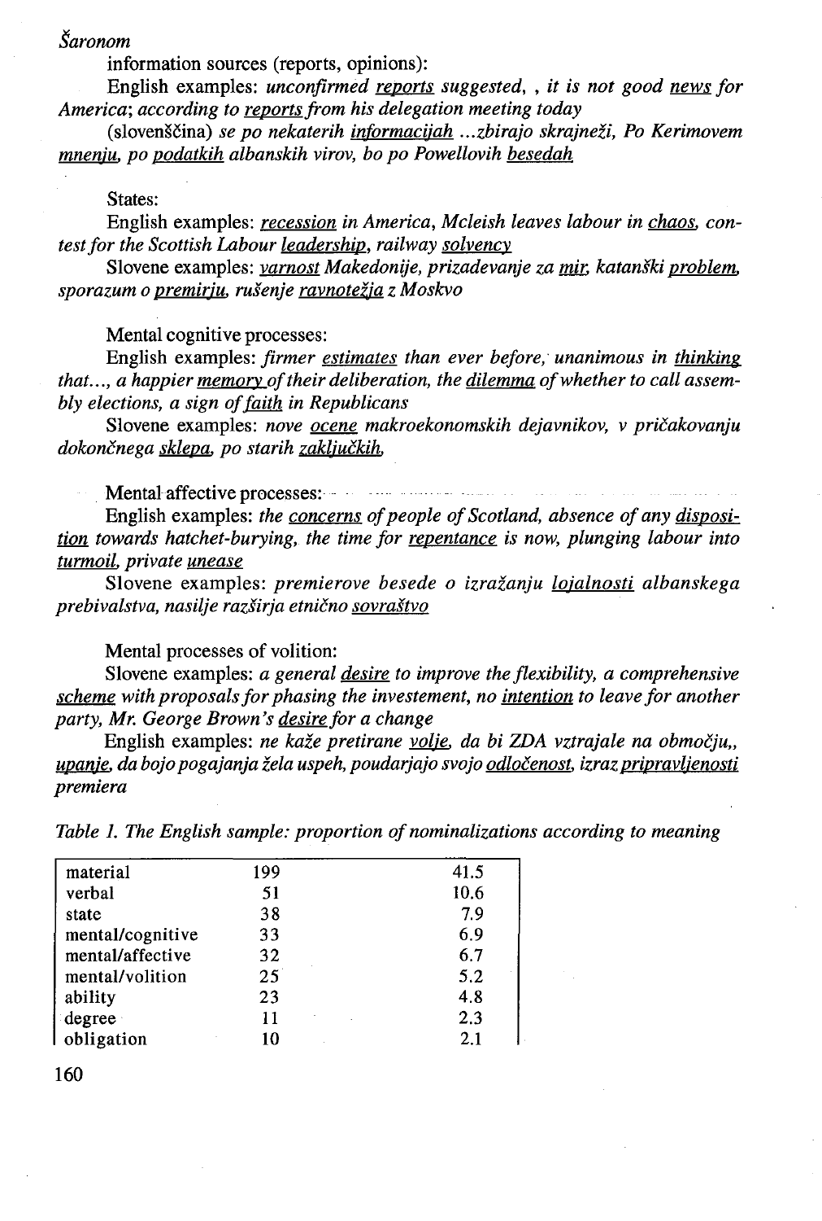*Šaronom*

information sources (reports, opinions):

English examples: *unconfirmed reports suggested, , it is not good news for America; according to reports from his delegation meeting today*

(slovenščina) *se po nekaterih informacijah ...zbirajo skrajneži, Po Kerimovem mnenju, po podatkih albanskih virov, bo po Powellovih besedah*

States:

English examples: *recession in America, Mcleish leaves labour in chaos, contest for the Scottish Labour leadership, railway solvency*

Slovene examples: *varnost Makedonije, prizadevanje za mir, katanški problem, sporazum o premirju, rušenje ravnotežja z Moskvo*

Mental cognitive processes:

English examples: *firmer estimates than ever before, unanimous in thinking that..., a happier memory of their deliberation, the dilemma of whether to call assembly elections, a sign of faith in Republicans*

Slovene examples: *nove ocene makroekonomskih dejavnikov, v pričakovanju dokončnega sklepa, po starih zaključkih,*

Mental affective processes:

English examples: *the concerns of people of Scotland, absence of any disposition towards hatchet-burying, the time for repentance is now, plunging labour into turmoil, private unease*

Slovene examples: *premierove besede o izražanju lojalnosti albanskega prebivalstva, nasilje razširja etnično sovraštvo*

Mental processes of volition:

Slovene examples: *a general desire to improve the flexibility, a comprehensive scheme with proposals for phasing the investement, no intention to leave for another party, Mr. George Brown's desire for a change*

English examples: *ne kaže pretirane volje, da bi ZDA vztrajale na območju,, upanje, da bojo pogajanja žela uspeh, poudarjajo svojo odločenost, izraz pripravljenosti premiera*

*Table 1. The English sample: proportion of nominalizations according to meaning*

| | | |
|---|---|---|
| material | 199 | 41.5 |
| verbal | 51 | 10.6 |
| state | 38 | 7.9 |
| mental/cognitive | 33 | 6.9 |
| mental/affective | 32 | 6.7 |
| mental/volition | 25 | 5.2 |
| ability | 23 | 4.8 |
| degree | 11 | 2.3 |
| obligation | 10 | 2.1 |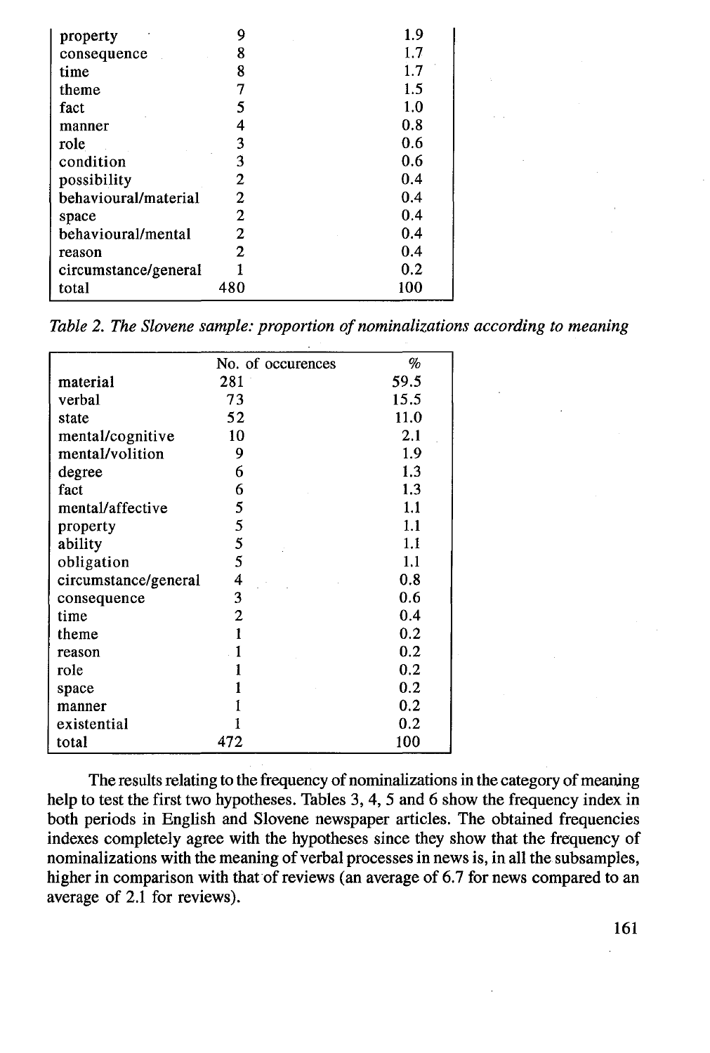| | | |
|---|---|---|
| property | 9 | 1.9 |
| consequence | 8 | 1.7 |
| time | 8 | 1.7 |
| theme | 7 | 1.5 |
| fact | 5 | 1.0 |
| manner | 4 | 0.8 |
| role | 3 | 0.6 |
| condition | 3 | 0.6 |
| possibility | 2 | 0.4 |
| behavioural/material | 2 | 0.4 |
| space | 2 | 0.4 |
| behavioural/mental | 2 | 0.4 |
| reason | 2 | 0.4 |
| circumstance/general | 1 | 0.2 |
| total | 480 | 100 |

*Table 2. The Slovene sample: proportion of nominalizations according to meaning*

| | No. of occurences | % |
|---|---|---|
| material | 281 | 59.5 |
| verbal | 73 | 15.5 |
| state | 52 | 11.0 |
| mental/cognitive | 10 | 2.1 |
| mental/volition | 9 | 1.9 |
| degree | 6 | 1.3 |
| fact | 6 | 1.3 |
| mental/affective | 5 | 1.1 |
| property | 5 | 1.1 |
| ability | 5 | 1.1 |
| obligation | 5 | 1.1 |
| circumstance/general | 4 | 0.8 |
| consequence | 3 | 0.6 |
| time | 2 | 0.4 |
| theme | 1 | 0.2 |
| reason | 1 | 0.2 |
| role | 1 | 0.2 |
| space | 1 | 0.2 |
| manner | 1 | 0.2 |
| existential | 1 | 0.2 |
| total | 472 | 100 |

The results relating to the frequency of nominalizations in the category of meaning help to test the first two hypotheses. Tables 3, 4, 5 and 6 show the frequency index in both periods in English and Slovene newspaper articles. The obtained frequencies indexes completely agree with the hypotheses since they show that the frequency of nominalizations with the meaning of verbal processes in news is, in all the subsamples, higher in comparison with that of reviews (an average of 6.7 for news compared to an average of 2.1 for reviews).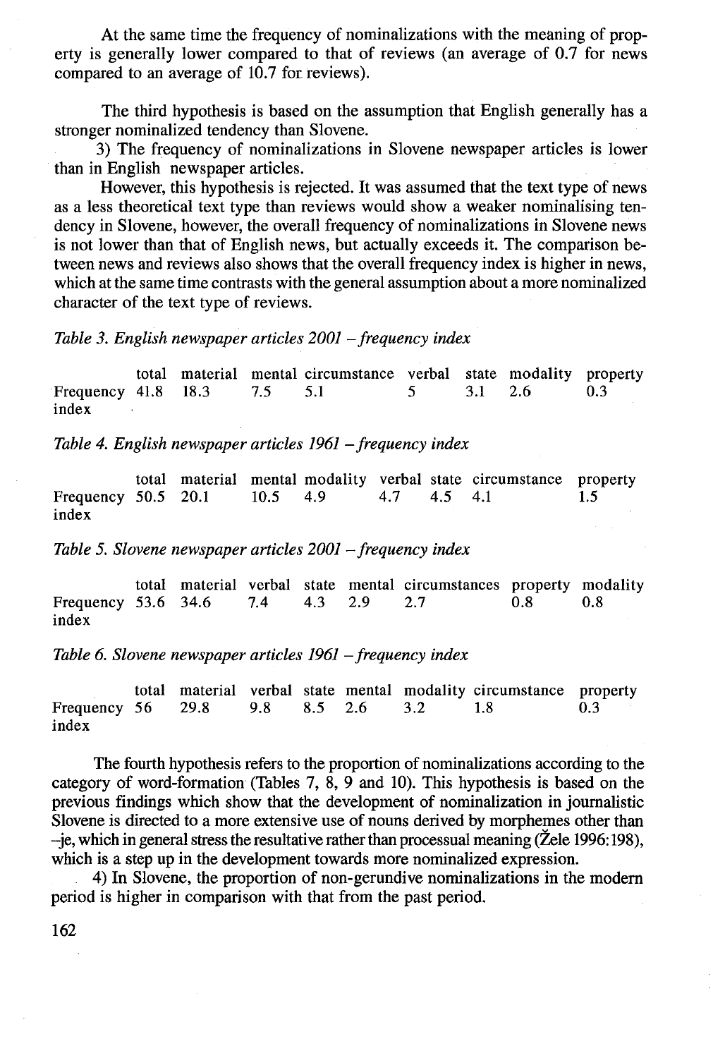At the same time the frequency of nominalizations with the meaning of property is generally lower compared to that of reviews (an average of 0.7 for news compared to an average of 10.7 for reviews).

The third hypothesis is based on the assumption that English generally has a stronger nominalized tendency than Slovene.

3) The frequency of nominalizations in Slovene newspaper articles is lower than in English newspaper articles.

However, this hypothesis is rejected. It was assumed that the text type of news as a less theoretical text type than reviews would show a weaker nominalising tendency in Slovene, however, the overall frequency of nominalizations in Slovene news is not lower than that of English news, but actually exceeds it. The comparison between news and reviews also shows that the overall frequency index is higher in news, which at the same time contrasts with the general assumption about a more nominalized character of the text type of reviews.

*Table 3. English newspaper articles 2001 – frequency index*

| | total | material | mental | circumstance | verbal | state | modality | property |
|---|---|---|---|---|---|---|---|---|
| Frequency index | 41.8 | 18.3 | 7.5 | 5.1 | 5 | 3.1 | 2.6 | 0.3 |

*Table 4. English newspaper articles 1961 – frequency index*

| | total | material | mental | modality | verbal | state | circumstance | property |
|---|---|---|---|---|---|---|---|---|
| Frequency index | 50.5 | 20.1 | 10.5 | 4.9 | 4.7 | 4.5 | 4.1 | 1.5 |

*Table 5. Slovene newspaper articles 2001 – frequency index*

| | total | material | verbal | state | mental | circumstances | property | modality |
|---|---|---|---|---|---|---|---|---|
| Frequency index | 53.6 | 34.6 | 7.4 | 4.3 | 2.9 | 2.7 | 0.8 | 0.8 |

*Table 6. Slovene newspaper articles 1961 – frequency index*

| | total | material | verbal | state | mental | modality | circumstance | property |
|---|---|---|---|---|---|---|---|---|
| Frequency index | 56 | 29.8 | 9.8 | 8.5 | 2.6 | 3.2 | 1.8 | 0.3 |

The fourth hypothesis refers to the proportion of nominalizations according to the category of word-formation (Tables 7, 8, 9 and 10). This hypothesis is based on the previous findings which show that the development of nominalization in journalistic Slovene is directed to a more extensive use of nouns derived by morphemes other than –je, which in general stress the resultative rather than processual meaning (Žele 1996:198), which is a step up in the development towards more nominalized expression.

4) In Slovene, the proportion of non-gerundive nominalizations in the modern period is higher in comparison with that from the past period.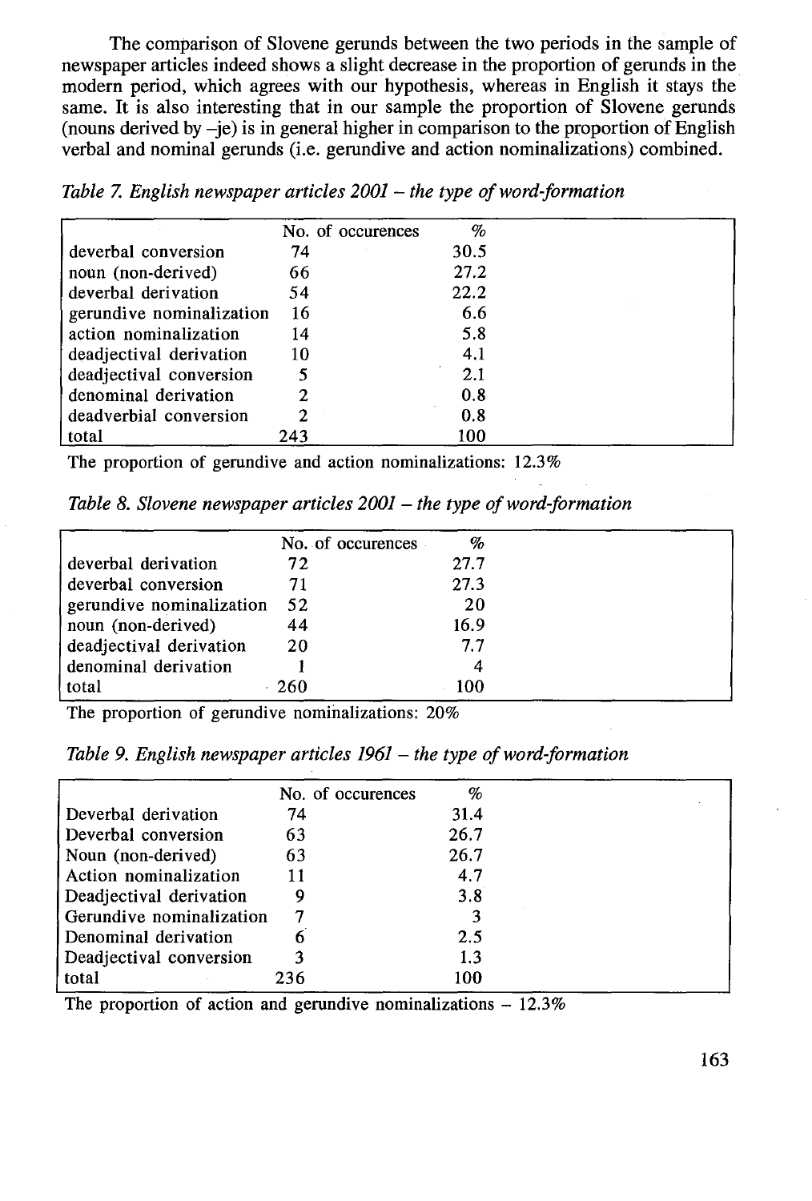The comparison of Slovene gerunds between the two periods in the sample of newspaper articles indeed shows a slight decrease in the proportion of gerunds in the modern period, which agrees with our hypothesis, whereas in English it stays the same. It is also interesting that in our sample the proportion of Slovene gerunds (nouns derived by –je) is in general higher in comparison to the proportion of English verbal and nominal gerunds (i.e. gerundive and action nominalizations) combined.

*Table 7. English newspaper articles 2001 – the type of word-formation*

| | No. of occurences | % |
|---|---|---|
| deverbal conversion | 74 | 30.5 |
| noun (non-derived) | 66 | 27.2 |
| deverbal derivation | 54 | 22.2 |
| gerundive nominalization | 16 | 6.6 |
| action nominalization | 14 | 5.8 |
| deadjectival derivation | 10 | 4.1 |
| deadjectival conversion | 5 | 2.1 |
| denominal derivation | 2 | 0.8 |
| deadverbial conversion | 2 | 0.8 |
| total | 243 | 100 |

The proportion of gerundive and action nominalizations: 12.3%

*Table 8. Slovene newspaper articles 2001 – the type of word-formation*

| | No. of occurences | % |
|---|---|---|
| deverbal derivation | 72 | 27.7 |
| deverbal conversion | 71 | 27.3 |
| gerundive nominalization | 52 | 20 |
| noun (non-derived) | 44 | 16.9 |
| deadjectival derivation | 20 | 7.7 |
| denominal derivation | 1 | 4 |
| total | 260 | 100 |

The proportion of gerundive nominalizations: 20%

*Table 9. English newspaper articles 1961 – the type of word-formation*

| | No. of occurences | % |
|---|---|---|
| Deverbal derivation | 74 | 31.4 |
| Deverbal conversion | 63 | 26.7 |
| Noun (non-derived) | 63 | 26.7 |
| Action nominalization | 11 | 4.7 |
| Deadjectival derivation | 9 | 3.8 |
| Gerundive nominalization | 7 | 3 |
| Denominal derivation | 6 | 2.5 |
| Deadjectival conversion | 3 | 1.3 |
| total | 236 | 100 |

The proportion of action and gerundive nominalizations – 12.3%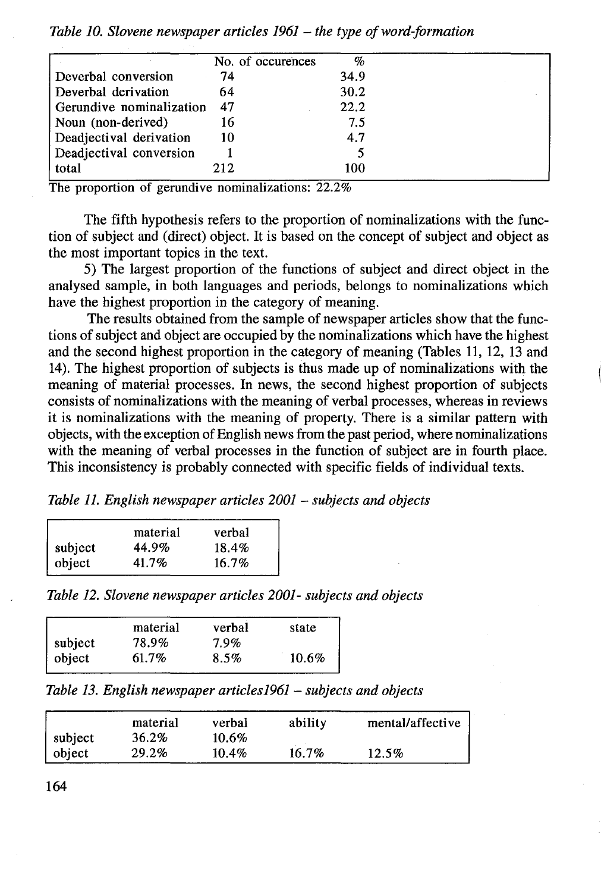*Table 10. Slovene newspaper articles 1961 – the type of word-formation*

| | No. of occurences | % |
|---|---|---|
| Deverbal conversion | 74 | 34.9 |
| Deverbal derivation | 64 | 30.2 |
| Gerundive nominalization | 47 | 22.2 |
| Noun (non-derived) | 16 | 7.5 |
| Deadjectival derivation | 10 | 4.7 |
| Deadjectival conversion | 1 | 5 |
| total | 212 | 100 |

The proportion of gerundive nominalizations: 22.2%

The fifth hypothesis refers to the proportion of nominalizations with the function of subject and (direct) object. It is based on the concept of subject and object as the most important topics in the text.

5) The largest proportion of the functions of subject and direct object in the analysed sample, in both languages and periods, belongs to nominalizations which have the highest proportion in the category of meaning.

The results obtained from the sample of newspaper articles show that the functions of subject and object are occupied by the nominalizations which have the highest and the second highest proportion in the category of meaning (Tables 11, 12, 13 and 14). The highest proportion of subjects is thus made up of nominalizations with the meaning of material processes. In news, the second highest proportion of subjects consists of nominalizations with the meaning of verbal processes, whereas in reviews it is nominalizations with the meaning of property. There is a similar pattern with objects, with the exception of English news from the past period, where nominalizations with the meaning of verbal processes in the function of subject are in fourth place. This inconsistency is probably connected with specific fields of individual texts.

*Table 11. English newspaper articles 2001 – subjects and objects*

| | material | verbal |
|---|---|---|
| subject | 44.9% | 18.4% |
| object | 41.7% | 16.7% |

*Table 12. Slovene newspaper articles 2001- subjects and objects*

| | material | verbal | state |
|---|---|---|---|
| subject | 78.9% | 7.9% | |
| object | 61.7% | 8.5% | 10.6% |

*Table 13. English newspaper articles1961 – subjects and objects*

| | material | verbal | ability | mental/affective |
|---|---|---|---|---|
| subject | 36.2% | 10.6% | | |
| object | 29.2% | 10.4% | 16.7% | 12.5% |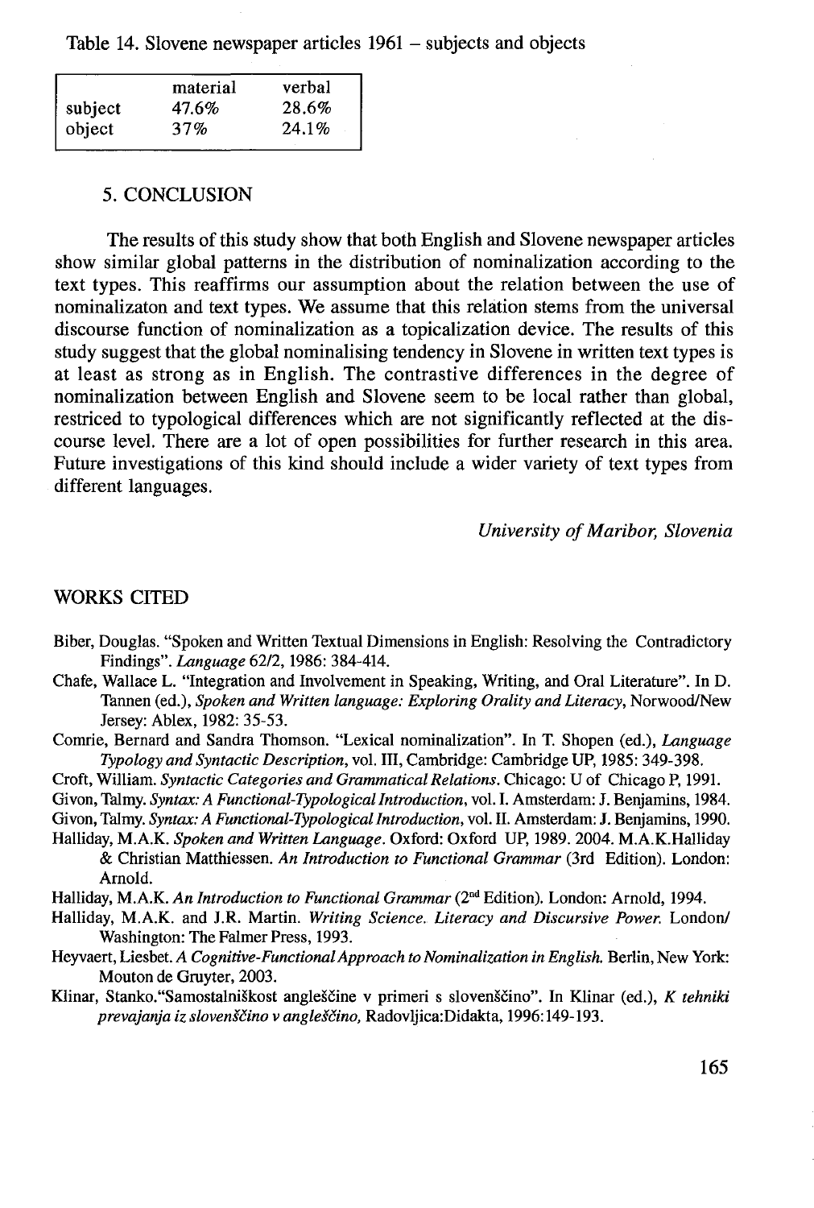Table 14. Slovene newspaper articles 1961 – subjects and objects

| | material | verbal |
|---|---|---|
| subject | 47.6% | 28.6% |
| object | 37% | 24.1% |

## 5. CONCLUSION

The results of this study show that both English and Slovene newspaper articles show similar global patterns in the distribution of nominalization according to the text types. This reaffirms our assumption about the relation between the use of nominalizaton and text types. We assume that this relation stems from the universal discourse function of nominalization as a topicalization device. The results of this study suggest that the global nominalising tendency in Slovene in written text types is at least as strong as in English. The contrastive differences in the degree of nominalization between English and Slovene seem to be local rather than global, restriced to typological differences which are not significantly reflected at the discourse level. There are a lot of open possibilities for further research in this area. Future investigations of this kind should include a wider variety of text types from different languages.

*University of Maribor, Slovenia*

## WORKS CITED

Biber, Douglas. "Spoken and Written Textual Dimensions in English: Resolving the Contradictory Findings". *Language* 62/2, 1986: 384-414.

Chafe, Wallace L. "Integration and Involvement in Speaking, Writing, and Oral Literature". In D. Tannen (ed.), *Spoken and Written language: Exploring Orality and Literacy*, Norwood/New Jersey: Ablex, 1982: 35-53.

Comrie, Bernard and Sandra Thomson. "Lexical nominalization". In T. Shopen (ed.), *Language Typology and Syntactic Description*, vol. III, Cambridge: Cambridge UP, 1985: 349-398.

Croft, William. *Syntactic Categories and Grammatical Relations*. Chicago: U of Chicago P, 1991.

Givon, Talmy. *Syntax: A Functional-Typological Introduction*, vol. I. Amsterdam: J. Benjamins, 1984.

Givon, Talmy. *Syntax: A Functional-Typological Introduction*, vol. II. Amsterdam: J. Benjamins, 1990.

Halliday, M.A.K. *Spoken and Written Language*. Oxford: Oxford UP, 1989. 2004. M.A.K.Halliday & Christian Matthiessen. *An Introduction to Functional Grammar* (3rd Edition). London: Arnold.

Halliday, M.A.K. *An Introduction to Functional Grammar* (2nd Edition). London: Arnold, 1994.

Halliday, M.A.K. and J.R. Martin. *Writing Science. Literacy and Discursive Power.* London/ Washington: The Falmer Press, 1993.

Heyvaert, Liesbet. *A Cognitive-Functional Approach to Nominalization in English.* Berlin, New York: Mouton de Gruyter, 2003.

Klinar, Stanko."Samostalniškost angleščine v primeri s slovenščino". In Klinar (ed.), *K tehniki prevajanja iz slovenščino v angleščino,* Radovljica:Didakta, 1996:149-193.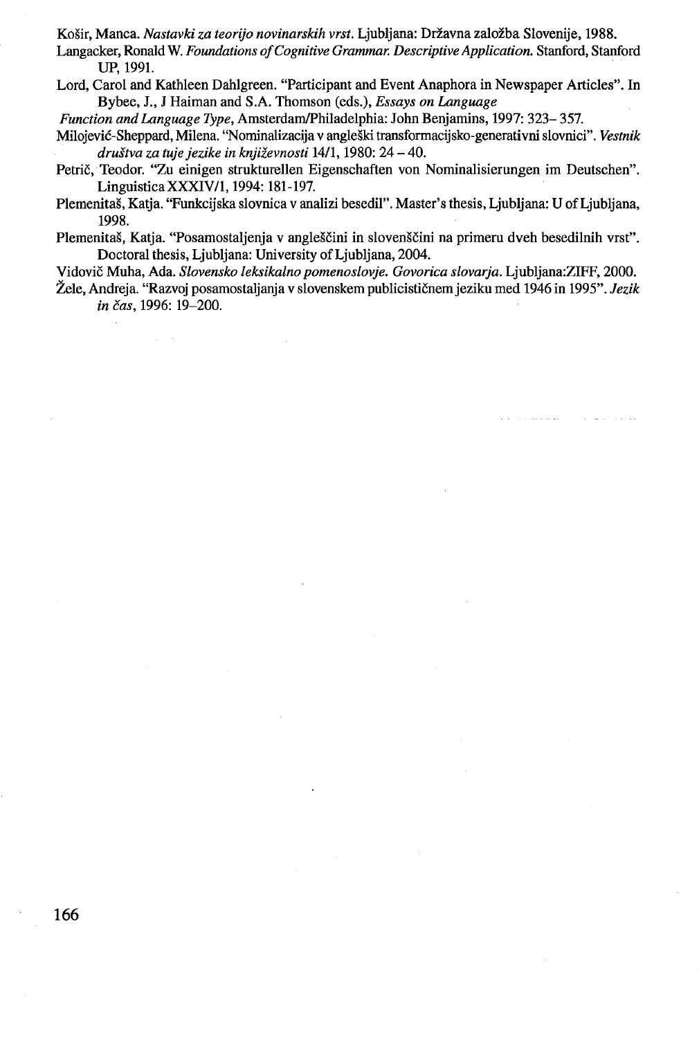Košir, Manca. *Nastavki za teorijo novinarskih vrst*. Ljubljana: Državna založba Slovenije, 1988.

Langacker, Ronald W. *Foundations of Cognitive Grammar. Descriptive Application*. Stanford, Stanford UP, 1991.

Lord, Carol and Kathleen Dahlgreen. "Participant and Event Anaphora in Newspaper Articles". In Bybee, J., J Haiman and S.A. Thomson (eds.), *Essays on Language Function and Language Type*, Amsterdam/Philadelphia: John Benjamins, 1997: 323– 357.

Milojević-Sheppard, Milena. "Nominalizacija v angleški transformacijsko-generativni slovnici". *Vestnik društva za tuje jezike in književnosti* 14/1, 1980: 24 – 40.

Petrič, Teodor. "Zu einigen strukturellen Eigenschaften von Nominalisierungen im Deutschen". Linguistica XXXIV/1, 1994: 181-197.

Plemenitaš, Katja. "Funkcijska slovnica v analizi besedil". Master's thesis, Ljubljana: U of Ljubljana, 1998.

Plemenitaš, Katja. "Posamostaljenja v angleščini in slovenščini na primeru dveh besedilnih vrst". Doctoral thesis, Ljubljana: University of Ljubljana, 2004.

Vidovič Muha, Ada. *Slovensko leksikalno pomenoslovje. Govorica slovarja*. Ljubljana:ZIFF, 2000.

Žele, Andreja. "Razvoj posamostaljanja v slovenskem publicističnem jeziku med 1946 in 1995". *Jezik in čas*, 1996: 19–200.